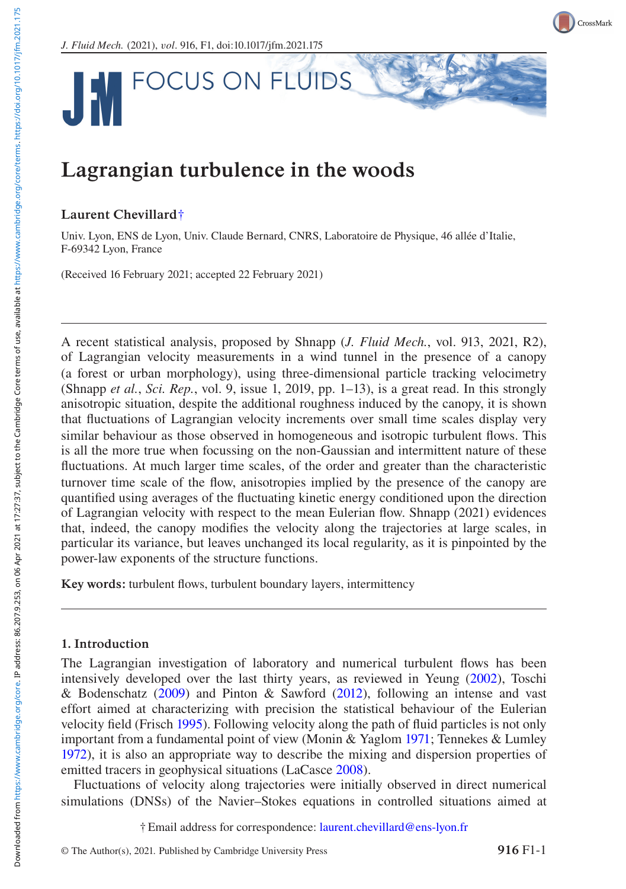# Lagrangian turbulence in the woods

**Laurent Chevillard**†

Univ. Lyon, ENS de Lyon, Univ. Claude Bernard, CNRS, Laboratoire de Physique, 46 allée d'Italie, F-69342 Lyon, France

(Received 16 February 2021; accepted 22 February 2021)

---

A recent statistical analysis, proposed by Shnapp (*J. Fluid Mech.*, vol. 913, 2021, R2), of Lagrangian velocity measurements in a wind tunnel in the presence of a canopy (a forest or urban morphology), using three-dimensional particle tracking velocimetry (Shnapp *et al.*, *Sci. Rep.*, vol. 9, issue 1, 2019, pp. 1–13), is a great read. In this strongly anisotropic situation, despite the additional roughness induced by the canopy, it is shown that fluctuations of Lagrangian velocity increments over small time scales display very similar behaviour as those observed in homogeneous and isotropic turbulent flows. This is all the more true when focussing on the non-Gaussian and intermittent nature of these fluctuations. At much larger time scales, of the order and greater than the characteristic turnover time scale of the flow, anisotropies implied by the presence of the canopy are quantified using averages of the fluctuating kinetic energy conditioned upon the direction of Lagrangian velocity with respect to the mean Eulerian flow. Shnapp (2021) evidences that, indeed, the canopy modifies the velocity along the trajectories at large scales, in particular its variance, but leaves unchanged its local regularity, as it is pinpointed by the power-law exponents of the structure functions.

**Key words:** turbulent flows, turbulent boundary layers, intermittency

---

## 1. Introduction

The Lagrangian investigation of laboratory and numerical turbulent flows has been intensively developed over the last thirty years, as reviewed in Yeung (2002), Toschi & Bodenschatz (2009) and Pinton & Sawford (2012), following an intense and vast effort aimed at characterizing with precision the statistical behaviour of the Eulerian velocity field (Frisch 1995). Following velocity along the path of fluid particles is not only important from a fundamental point of view (Monin & Yaglom 1971; Tennekes & Lumley 1972), it is also an appropriate way to describe the mixing and dispersion properties of emitted tracers in geophysical situations (LaCasse 2008).

Fluctuations of velocity along trajectories were initially observed in direct numerical simulations (DNSs) of the Navier–Stokes equations in controlled situations aimed at

† Email address for correspondence: laurent.chevillard@ens-lyon.fr

© The Author(s), 2021. Published by Cambridge University Press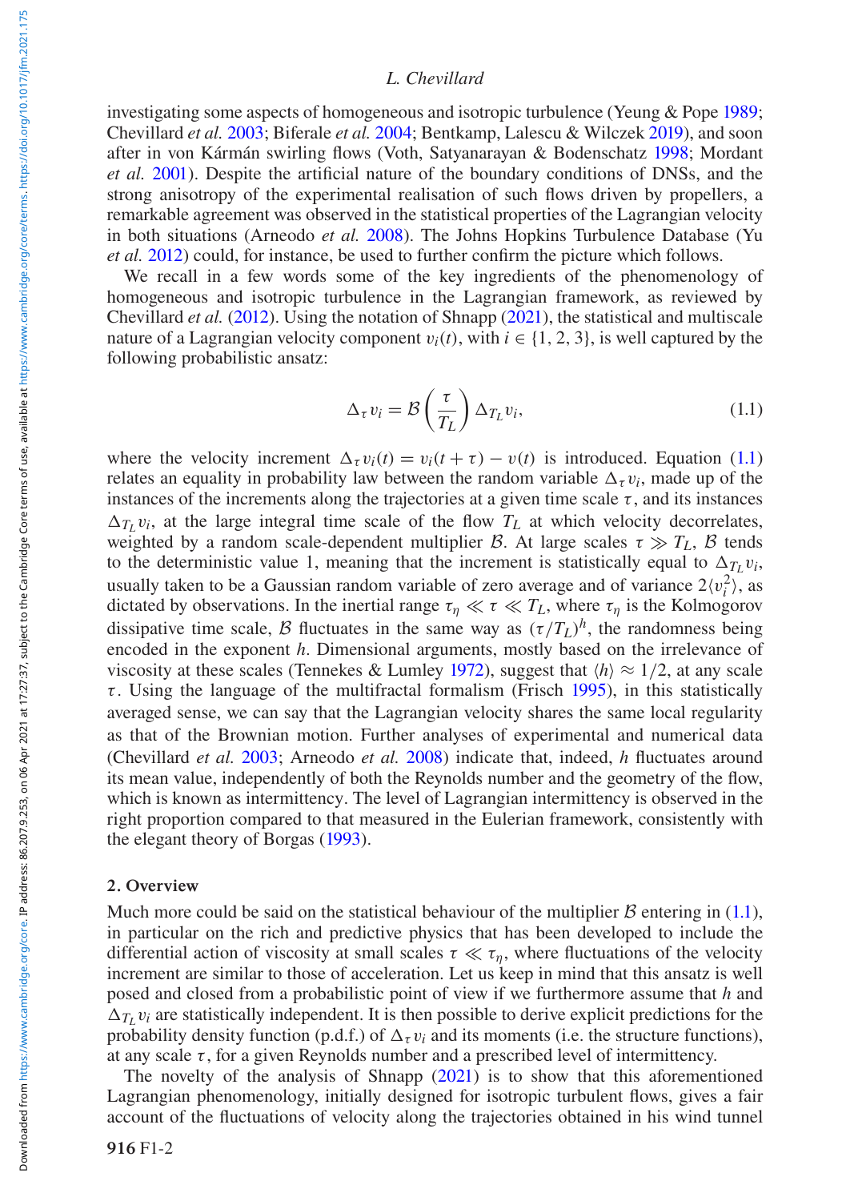investigating some aspects of homogeneous and isotropic turbulence (Yeung & Pope 1989; Chevillard *et al.* 2003; Biferale *et al.* 2004; Bentkamp, Lalescu & Wilczek 2019), and soon after in von Kármán swirling flows (Voth, Satyanarayan & Bodenschatz 1998; Mordant *et al.* 2001). Despite the artificial nature of the boundary conditions of DNSs, and the strong anisotropy of the experimental realisation of such flows driven by propellers, a remarkable agreement was observed in the statistical properties of the Lagrangian velocity in both situations (Arneodo *et al.* 2008). The Johns Hopkins Turbulence Database (Yu *et al.* 2012) could, for instance, be used to further confirm the picture which follows.

We recall in a few words some of the key ingredients of the phenomenology of homogeneous and isotropic turbulence in the Lagrangian framework, as reviewed by Chevillard *et al.* (2012). Using the notation of Shnapp (2021), the statistical and multiscale nature of a Lagrangian velocity component $v_i(t)$, with $i \in \{1, 2, 3\}$, is well captured by the following probabilistic ansatz:

$$\Delta_\tau v_i = \mathcal{B}\left(\frac{\tau}{T_L}\right)\Delta_{T_L} v_i, \tag{1.1}$$

where the velocity increment $\Delta_\tau v_i(t) = v_i(t+\tau) - v(t)$ is introduced. Equation (1.1) relates an equality in probability law between the random variable $\Delta_\tau v_i$, made up of the instances of the increments along the trajectories at a given time scale $\tau$, and its instances $\Delta_{T_L} v_i$, at the large integral time scale of the flow $T_L$ at which velocity decorrelates, weighted by a random scale-dependent multiplier $\mathcal{B}$. At large scales $\tau \gg T_L$, $\mathcal{B}$ tends to the deterministic value 1, meaning that the increment is statistically equal to $\Delta_{T_L} v_i$, usually taken to be a Gaussian random variable of zero average and of variance $2\langle v_i^2 \rangle$, as dictated by observations. In the inertial range $\tau_\eta \ll \tau \ll T_L$, where $\tau_\eta$ is the Kolmogorov dissipative time scale, $\mathcal{B}$ fluctuates in the same way as $(\tau/T_L)^h$, the randomness being encoded in the exponent $h$. Dimensional arguments, mostly based on the irrelevance of viscosity at these scales (Tennekes & Lumley 1972), suggest that $\langle h \rangle \approx 1/2$, at any scale $\tau$. Using the language of the multifractal formalism (Frisch 1995), in this statistically averaged sense, we can say that the Lagrangian velocity shares the same local regularity as that of the Brownian motion. Further analyses of experimental and numerical data (Chevillard *et al.* 2003; Arneodo *et al.* 2008) indicate that, indeed, $h$ fluctuates around its mean value, independently of both the Reynolds number and the geometry of the flow, which is known as intermittency. The level of Lagrangian intermittency is observed in the right proportion compared to that measured in the Eulerian framework, consistently with the elegant theory of Borgas (1993).

## 2. Overview

Much more could be said on the statistical behaviour of the multiplier $\mathcal{B}$ entering in (1.1), in particular on the rich and predictive physics that has been developed to include the differential action of viscosity at small scales $\tau \ll \tau_\eta$, where fluctuations of the velocity increment are similar to those of acceleration. Let us keep in mind that this ansatz is well posed and closed from a probabilistic point of view if we furthermore assume that $h$ and $\Delta_{T_L} v_i$ are statistically independent. It is then possible to derive explicit predictions for the probability density function (p.d.f.) of $\Delta_\tau v_i$ and its moments (i.e. the structure functions), at any scale $\tau$, for a given Reynolds number and a prescribed level of intermittency.

The novelty of the analysis of Shnapp (2021) is to show that this aforementioned Lagrangian phenomenology, initially designed for isotropic turbulent flows, gives a fair account of the fluctuations of velocity along the trajectories obtained in his wind tunnel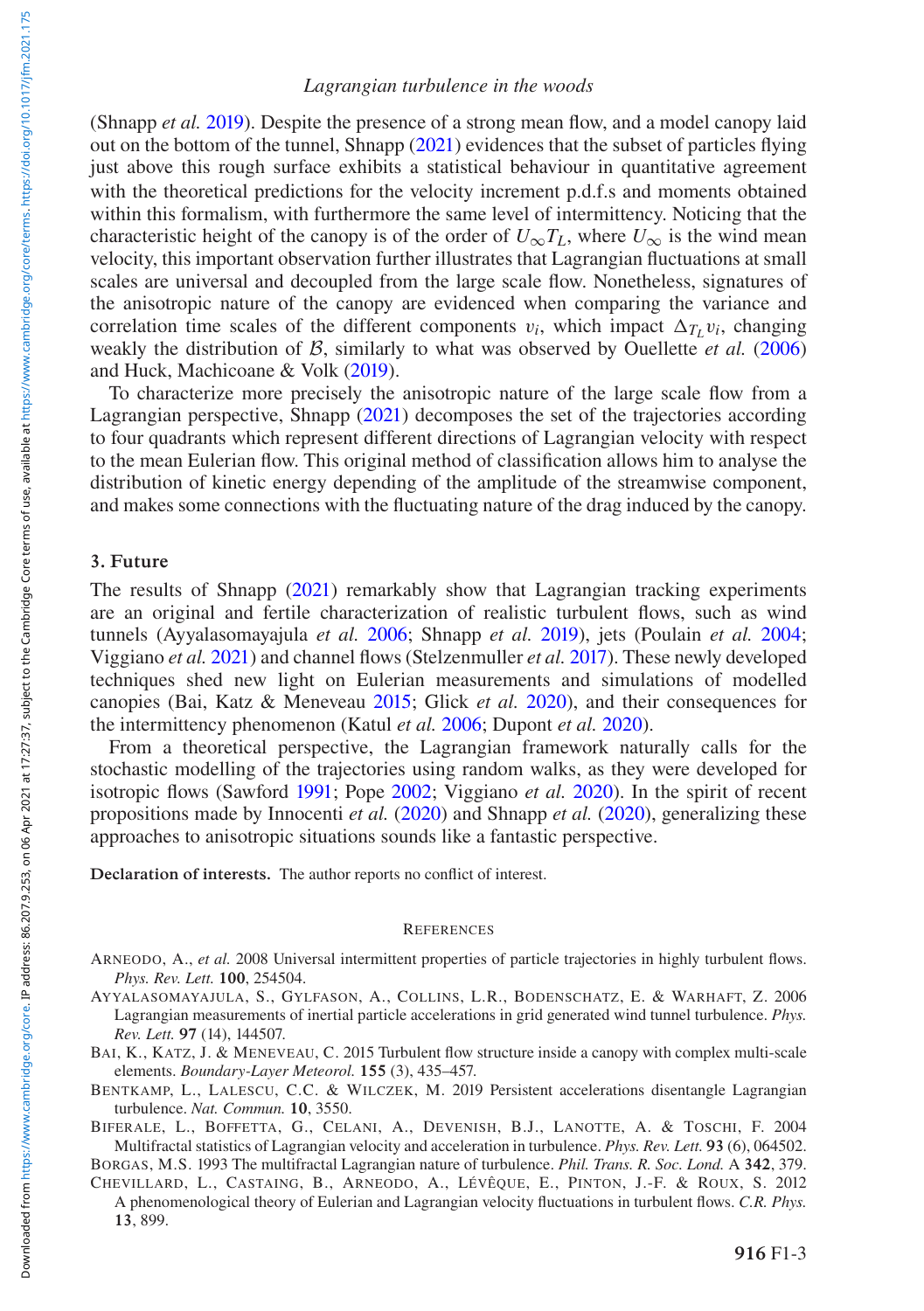(Shnapp *et al.* 2019). Despite the presence of a strong mean flow, and a model canopy laid out on the bottom of the tunnel, Shnapp (2021) evidences that the subset of particles flying just above this rough surface exhibits a statistical behaviour in quantitative agreement with the theoretical predictions for the velocity increment p.d.f.s and moments obtained within this formalism, with furthermore the same level of intermittency. Noticing that the characteristic height of the canopy is of the order of $U_\infty T_L$, where $U_\infty$ is the wind mean velocity, this important observation further illustrates that Lagrangian fluctuations at small scales are universal and decoupled from the large scale flow. Nonetheless, signatures of the anisotropic nature of the canopy are evidenced when comparing the variance and correlation time scales of the different components $v_i$, which impact $\Delta_{T_L} v_i$, changing weakly the distribution of $\mathcal{B}$, similarly to what was observed by Ouellette *et al.* (2006) and Huck, Machicoane & Volk (2019).

To characterize more precisely the anisotropic nature of the large scale flow from a Lagrangian perspective, Shnapp (2021) decomposes the set of the trajectories according to four quadrants which represent different directions of Lagrangian velocity with respect to the mean Eulerian flow. This original method of classification allows him to analyse the distribution of kinetic energy depending of the amplitude of the streamwise component, and makes some connections with the fluctuating nature of the drag induced by the canopy.

## 3. Future

The results of Shnapp (2021) remarkably show that Lagrangian tracking experiments are an original and fertile characterization of realistic turbulent flows, such as wind tunnels (Ayyalasomayajula *et al.* 2006; Shnapp *et al.* 2019), jets (Poulain *et al.* 2004; Viggiano *et al.* 2021) and channel flows (Stelzenmuller *et al.* 2017). These newly developed techniques shed new light on Eulerian measurements and simulations of modelled canopies (Bai, Katz & Meneveau 2015; Glick *et al.* 2020), and their consequences for the intermittency phenomenon (Katul *et al.* 2006; Dupont *et al.* 2020).

From a theoretical perspective, the Lagrangian framework naturally calls for the stochastic modelling of the trajectories using random walks, as they were developed for isotropic flows (Sawford 1991; Pope 2002; Viggiano *et al.* 2020). In the spirit of recent propositions made by Innocenti *et al.* (2020) and Shnapp *et al.* (2020), generalizing these approaches to anisotropic situations sounds like a fantastic perspective.

**Declaration of interests.** The author reports no conflict of interest.

## References

Arneodo, A., *et al.* 2008 Universal intermittent properties of particle trajectories in highly turbulent flows. *Phys. Rev. Lett.* **100**, 254504.

Ayyalasomayajula, S., Gylfason, A., Collins, L.R., Bodenschatz, E. & Warhaft, Z. 2006 Lagrangian measurements of inertial particle accelerations in grid generated wind tunnel turbulence. *Phys. Rev. Lett.* **97** (14), 144507.

Bai, K., Katz, J. & Meneveau, C. 2015 Turbulent flow structure inside a canopy with complex multi-scale elements. *Boundary-Layer Meteorol.* **155** (3), 435–457.

Bentkamp, L., Lalescu, C.C. & Wilczek, M. 2019 Persistent accelerations disentangle Lagrangian turbulence. *Nat. Commun.* **10**, 3550.

Biferale, L., Boffetta, G., Celani, A., Devenish, B.J., Lanotte, A. & Toschi, F. 2004 Multifractal statistics of Lagrangian velocity and acceleration in turbulence. *Phys. Rev. Lett.* **93** (6), 064502.

Borgas, M.S. 1993 The multifractal Lagrangian nature of turbulence. *Phil. Trans. R. Soc. Lond.* A **342**, 379.

Chevillard, L., Castaing, B., Arneodo, A., Lévêque, E., Pinton, J.-F. & Roux, S. 2012 A phenomenological theory of Eulerian and Lagrangian velocity fluctuations in turbulent flows. *C.R. Phys.* **13**, 899.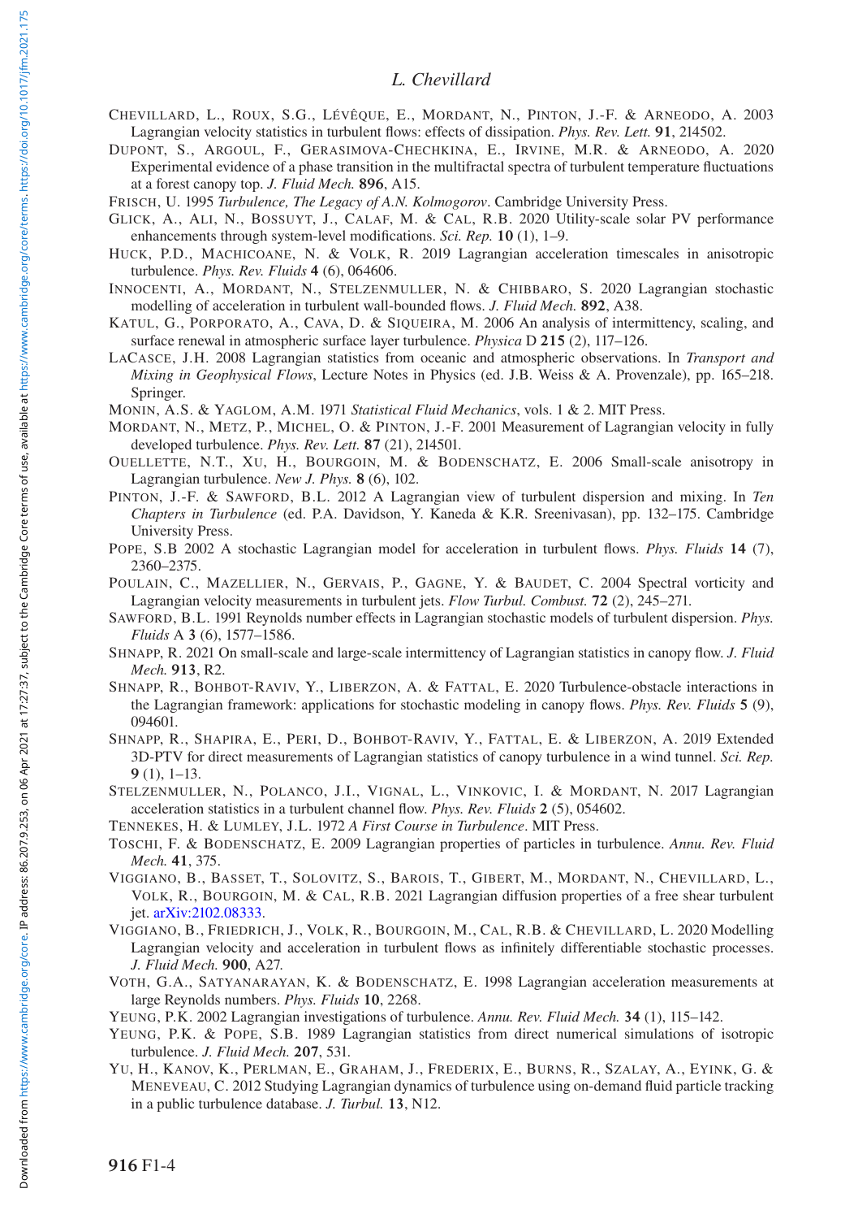Chevillard, L., Roux, S.G., Lévêque, E., Mordant, N., Pinton, J.-F. & Arneodo, A. 2003 Lagrangian velocity statistics in turbulent flows: effects of dissipation. *Phys. Rev. Lett.* **91**, 214502.

Dupont, S., Argoul, F., Gerasimova-Chechkina, E., Irvine, M.R. & Arneodo, A. 2020 Experimental evidence of a phase transition in the multifractal spectra of turbulent temperature fluctuations at a forest canopy top. *J. Fluid Mech.* **896**, A15.

Frisch, U. 1995 *Turbulence, The Legacy of A.N. Kolmogorov*. Cambridge University Press.

Glick, A., Ali, N., Bossuyt, J., Calaf, M. & Cal, R.B. 2020 Utility-scale solar PV performance enhancements through system-level modifications. *Sci. Rep.* **10** (1), 1–9.

Huck, P.D., Machicoane, N. & Volk, R. 2019 Lagrangian acceleration timescales in anisotropic turbulence. *Phys. Rev. Fluids* **4** (6), 064606.

Innocenti, A., Mordant, N., Stelzenmuller, N. & Chibbaro, S. 2020 Lagrangian stochastic modelling of acceleration in turbulent wall-bounded flows. *J. Fluid Mech.* **892**, A38.

Katul, G., Porporato, A., Cava, D. & Siqueira, M. 2006 An analysis of intermittency, scaling, and surface renewal in atmospheric surface layer turbulence. *Physica* D **215** (2), 117–126.

LaCasce, J.H. 2008 Lagrangian statistics from oceanic and atmospheric observations. In *Transport and Mixing in Geophysical Flows*, Lecture Notes in Physics (ed. J.B. Weiss & A. Provenzale), pp. 165–218. Springer.

Monin, A.S. & Yaglom, A.M. 1971 *Statistical Fluid Mechanics*, vols. 1 & 2. MIT Press.

Mordant, N., Metz, P., Michel, O. & Pinton, J.-F. 2001 Measurement of Lagrangian velocity in fully developed turbulence. *Phys. Rev. Lett.* **87** (21), 214501.

Ouellette, N.T., Xu, H., Bourgoin, M. & Bodenschatz, E. 2006 Small-scale anisotropy in Lagrangian turbulence. *New J. Phys.* **8** (6), 102.

Pinton, J.-F. & Sawford, B.L. 2012 A Lagrangian view of turbulent dispersion and mixing. In *Ten Chapters in Turbulence* (ed. P.A. Davidson, Y. Kaneda & K.R. Sreenivasan), pp. 132–175. Cambridge University Press.

Pope, S.B 2002 A stochastic Lagrangian model for acceleration in turbulent flows. *Phys. Fluids* **14** (7), 2360–2375.

Poulain, C., Mazellier, N., Gervais, P., Gagne, Y. & Baudet, C. 2004 Spectral vorticity and Lagrangian velocity measurements in turbulent jets. *Flow Turbul. Combust.* **72** (2), 245–271.

Sawford, B.L. 1991 Reynolds number effects in Lagrangian stochastic models of turbulent dispersion. *Phys. Fluids* A **3** (6), 1577–1586.

Shnapp, R. 2021 On small-scale and large-scale intermittency of Lagrangian statistics in canopy flow. *J. Fluid Mech.* **913**, R2.

Shnapp, R., Bohbot-Raviv, Y., Liberzon, A. & Fattal, E. 2020 Turbulence-obstacle interactions in the Lagrangian framework: applications for stochastic modeling in canopy flows. *Phys. Rev. Fluids* **5** (9), 094601.

Shnapp, R., Shapira, E., Peri, D., Bohbot-Raviv, Y., Fattal, E. & Liberzon, A. 2019 Extended 3D-PTV for direct measurements of Lagrangian statistics of canopy turbulence in a wind tunnel. *Sci. Rep.* **9** (1), 1–13.

Stelzenmuller, N., Polanco, J.I., Vignal, L., Vinkovic, I. & Mordant, N. 2017 Lagrangian acceleration statistics in a turbulent channel flow. *Phys. Rev. Fluids* **2** (5), 054602.

Tennekes, H. & Lumley, J.L. 1972 *A First Course in Turbulence*. MIT Press.

Toschi, F. & Bodenschatz, E. 2009 Lagrangian properties of particles in turbulence. *Annu. Rev. Fluid Mech.* **41**, 375.

Viggiano, B., Basset, T., Solovitz, S., Barois, T., Gibert, M., Mordant, N., Chevillard, L., Volk, R., Bourgoin, M. & Cal, R.B. 2021 Lagrangian diffusion properties of a free shear turbulent jet. arXiv:2102.08333.

Viggiano, B., Friedrich, J., Volk, R., Bourgoin, M., Cal, R.B. & Chevillard, L. 2020 Modelling Lagrangian velocity and acceleration in turbulent flows as infinitely differentiable stochastic processes. *J. Fluid Mech.* **900**, A27.

Voth, G.A., Satyanarayan, K. & Bodenschatz, E. 1998 Lagrangian acceleration measurements at large Reynolds numbers. *Phys. Fluids* **10**, 2268.

Yeung, P.K. 2002 Lagrangian investigations of turbulence. *Annu. Rev. Fluid Mech.* **34** (1), 115–142.

Yeung, P.K. & Pope, S.B. 1989 Lagrangian statistics from direct numerical simulations of isotropic turbulence. *J. Fluid Mech.* **207**, 531.

Yu, H., Kanov, K., Perlman, E., Graham, J., Frederix, E., Burns, R., Szalay, A., Eyink, G. & Meneveau, C. 2012 Studying Lagrangian dynamics of turbulence using on-demand fluid particle tracking in a public turbulence database. *J. Turbul.* **13**, N12.